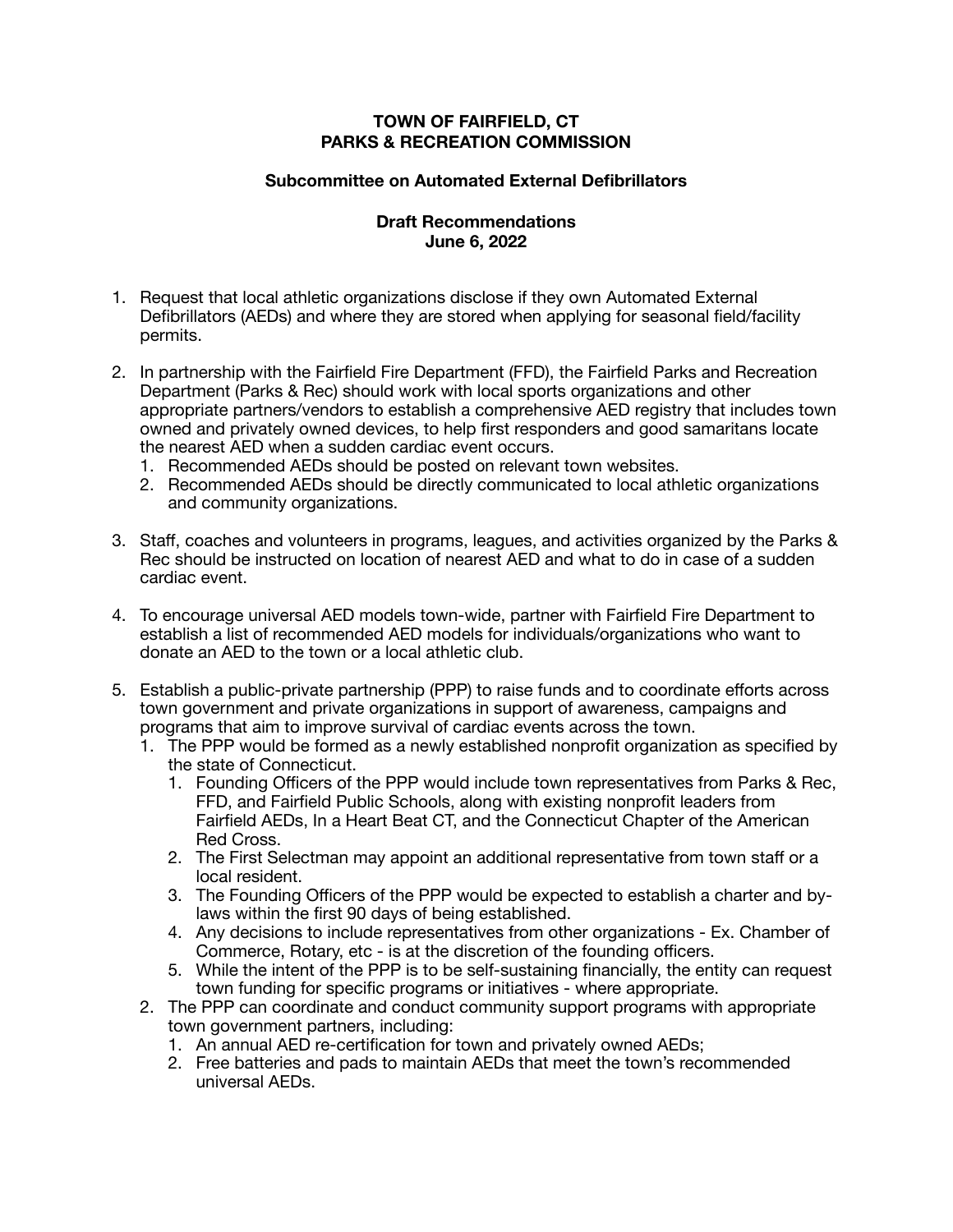**TOWN OF FAIRFIELD, CT**
**PARKS & RECREATION COMMISSION**

**Subcommittee on Automated External Defibrillators**

**Draft Recommendations**
**June 6, 2022**

1. Request that local athletic organizations disclose if they own Automated External Defibrillators (AEDs) and where they are stored when applying for seasonal field/facility permits.

2. In partnership with the Fairfield Fire Department (FFD), the Fairfield Parks and Recreation Department (Parks & Rec) should work with local sports organizations and other appropriate partners/vendors to establish a comprehensive AED registry that includes town owned and privately owned devices, to help first responders and good samaritans locate the nearest AED when a sudden cardiac event occurs.
    1. Recommended AEDs should be posted on relevant town websites.
    2. Recommended AEDs should be directly communicated to local athletic organizations and community organizations.

3. Staff, coaches and volunteers in programs, leagues, and activities organized by the Parks & Rec should be instructed on location of nearest AED and what to do in case of a sudden cardiac event.

4. To encourage universal AED models town-wide, partner with Fairfield Fire Department to establish a list of recommended AED models for individuals/organizations who want to donate an AED to the town or a local athletic club.

5. Establish a public-private partnership (PPP) to raise funds and to coordinate efforts across town government and private organizations in support of awareness, campaigns and programs that aim to improve survival of cardiac events across the town.
    1. The PPP would be formed as a newly established nonprofit organization as specified by the state of Connecticut.
        1. Founding Officers of the PPP would include town representatives from Parks & Rec, FFD, and Fairfield Public Schools, along with existing nonprofit leaders from Fairfield AEDs, In a Heart Beat CT, and the Connecticut Chapter of the American Red Cross.
        2. The First Selectman may appoint an additional representative from town staff or a local resident.
        3. The Founding Officers of the PPP would be expected to establish a charter and by-laws within the first 90 days of being established.
        4. Any decisions to include representatives from other organizations - Ex. Chamber of Commerce, Rotary, etc - is at the discretion of the founding officers.
        5. While the intent of the PPP is to be self-sustaining financially, the entity can request town funding for specific programs or initiatives - where appropriate.
    2. The PPP can coordinate and conduct community support programs with appropriate town government partners, including:
        1. An annual AED re-certification for town and privately owned AEDs;
        2. Free batteries and pads to maintain AEDs that meet the town's recommended universal AEDs.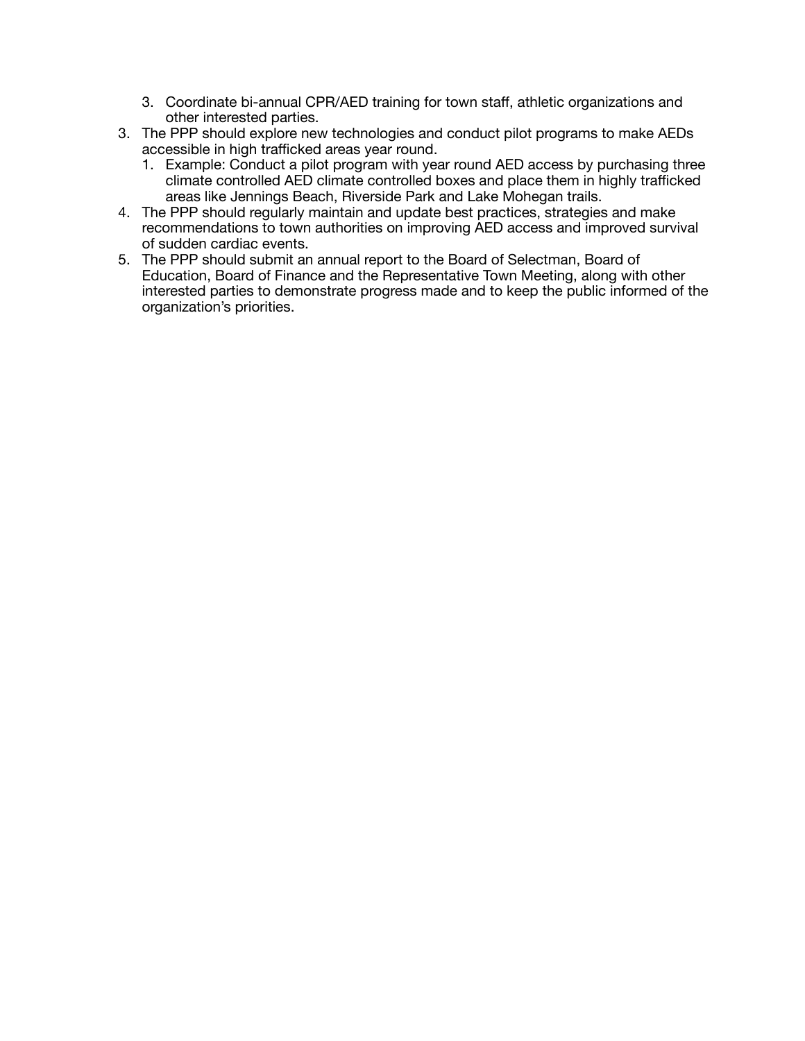3. Coordinate bi-annual CPR/AED training for town staff, athletic organizations and other interested parties.

3. The PPP should explore new technologies and conduct pilot programs to make AEDs accessible in high trafficked areas year round.
    1. Example: Conduct a pilot program with year round AED access by purchasing three climate controlled AED climate controlled boxes and place them in highly trafficked areas like Jennings Beach, Riverside Park and Lake Mohegan trails.
4. The PPP should regularly maintain and update best practices, strategies and make recommendations to town authorities on improving AED access and improved survival of sudden cardiac events.
5. The PPP should submit an annual report to the Board of Selectman, Board of Education, Board of Finance and the Representative Town Meeting, along with other interested parties to demonstrate progress made and to keep the public informed of the organization's priorities.